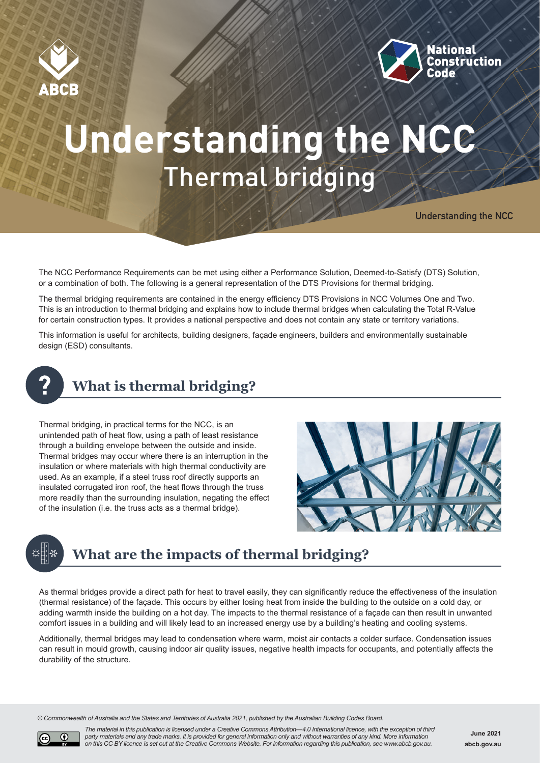# Understanding the NCC
## Thermal bridging

Understanding the NCC

The NCC Performance Requirements can be met using either a Performance Solution, Deemed-to-Satisfy (DTS) Solution, or a combination of both. The following is a general representation of the DTS Provisions for thermal bridging.

The thermal bridging requirements are contained in the energy efficiency DTS Provisions in NCC Volumes One and Two. This is an introduction to thermal bridging and explains how to include thermal bridges when calculating the Total R-Value for certain construction types. It provides a national perspective and does not contain any state or territory variations.

This information is useful for architects, building designers, façade engineers, builders and environmentally sustainable design (ESD) consultants.

## What is thermal bridging?

Thermal bridging, in practical terms for the NCC, is an unintended path of heat flow, using a path of least resistance through a building envelope between the outside and inside. Thermal bridges may occur where there is an interruption in the insulation or where materials with high thermal conductivity are used. As an example, if a steel truss roof directly supports an insulated corrugated iron roof, the heat flows through the truss more readily than the surrounding insulation, negating the effect of the insulation (i.e. the truss acts as a thermal bridge).

## What are the impacts of thermal bridging?

As thermal bridges provide a direct path for heat to travel easily, they can significantly reduce the effectiveness of the insulation (thermal resistance) of the façade. This occurs by either losing heat from inside the building to the outside on a cold day, or adding warmth inside the building on a hot day. The impacts to the thermal resistance of a façade can then result in unwanted comfort issues in a building and will likely lead to an increased energy use by a building's heating and cooling systems.

Additionally, thermal bridges may lead to condensation where warm, moist air contacts a colder surface. Condensation issues can result in mould growth, causing indoor air quality issues, negative health impacts for occupants, and potentially affects the durability of the structure.

*© Commonwealth of Australia and the States and Territories of Australia 2021, published by the Australian Building Codes Board.*

*The material in this publication is licensed under a Creative Commons Attribution—4.0 International licence, with the exception of third party materials and any trade marks. It is provided for general information only and without warranties of any kind. More information on this CC BY licence is set out at the Creative Commons Website. For information regarding this publication, see www.abcb.gov.au.*

**June 2021**
**abcb.gov.au**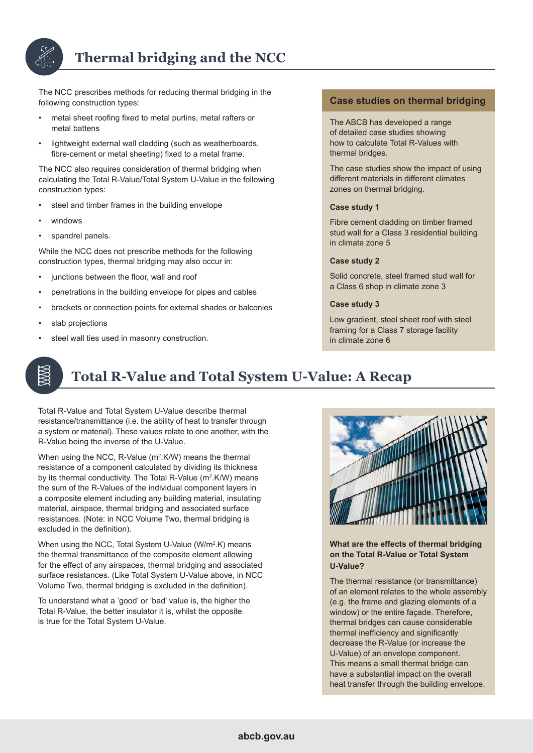## Thermal bridging and the NCC

The NCC prescribes methods for reducing thermal bridging in the following construction types:

- metal sheet roofing fixed to metal purlins, metal rafters or metal battens
- lightweight external wall cladding (such as weatherboards, fibre-cement or metal sheeting) fixed to a metal frame.

The NCC also requires consideration of thermal bridging when calculating the Total R-Value/Total System U-Value in the following construction types:

- steel and timber frames in the building envelope
- windows
- spandrel panels.

While the NCC does not prescribe methods for the following construction types, thermal bridging may also occur in:

- junctions between the floor, wall and roof
- penetrations in the building envelope for pipes and cables
- brackets or connection points for external shades or balconies
- slab projections
- steel wall ties used in masonry construction.

### Case studies on thermal bridging

The ABCB has developed a range of detailed case studies showing how to calculate Total R-Values with thermal bridges.

The case studies show the impact of using different materials in different climates zones on thermal bridging.

**Case study 1**

Fibre cement cladding on timber framed stud wall for a Class 3 residential building in climate zone 5

**Case study 2**

Solid concrete, steel framed stud wall for a Class 6 shop in climate zone 3

**Case study 3**

Low gradient, steel sheet roof with steel framing for a Class 7 storage facility in climate zone 6

## Total R-Value and Total System U-Value: A Recap

Total R-Value and Total System U-Value describe thermal resistance/transmittance (i.e. the ability of heat to transfer through a system or material). These values relate to one another, with the R-Value being the inverse of the U-Value.

When using the NCC, R-Value ($m^2$.K/W) means the thermal resistance of a component calculated by dividing its thickness by its thermal conductivity. The Total R-Value ($m^2$.K/W) means the sum of the R-Values of the individual component layers in a composite element including any building material, insulating material, airspace, thermal bridging and associated surface resistances. (Note: in NCC Volume Two, thermal bridging is excluded in the definition).

When using the NCC, Total System U-Value (W/$m^2$.K) means the thermal transmittance of the composite element allowing for the effect of any airspaces, thermal bridging and associated surface resistances. (Like Total System U-Value above, in NCC Volume Two, thermal bridging is excluded in the definition).

To understand what a 'good' or 'bad' value is, the higher the Total R-Value, the better insulator it is, whilst the opposite is true for the Total System U-Value.

**What are the effects of thermal bridging on the Total R-Value or Total System U-Value?**

The thermal resistance (or transmittance) of an element relates to the whole assembly (e.g. the frame and glazing elements of a window) or the entire façade. Therefore, thermal bridges can cause considerable thermal inefficiency and significantly decrease the R-Value (or increase the U-Value) of an envelope component. This means a small thermal bridge can have a substantial impact on the overall heat transfer through the building envelope.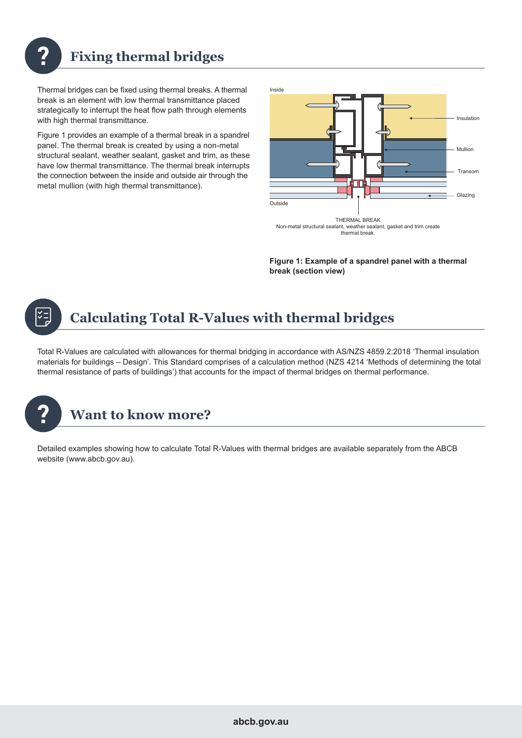## Fixing thermal bridges

Thermal bridges can be fixed using thermal breaks. A thermal break is an element with low thermal transmittance placed strategically to interrupt the heat flow path through elements with high thermal transmittance.

Figure 1 provides an example of a thermal break in a spandrel panel. The thermal break is created by using a non-metal structural sealant, weather sealant, gasket and trim, as these have low thermal transmittance. The thermal break interrupts the connection between the inside and outside air through the metal mullion (with high thermal transmittance).

Inside

Insulation

Mullion

Transom

Glazing

Outside

THERMAL BREAK
Non-metal structural sealant, weather sealant, gasket and trim create thermal break.

**Figure 1: Example of a spandrel panel with a thermal break (section view)**

## Calculating Total R-Values with thermal bridges

Total R-Values are calculated with allowances for thermal bridging in accordance with AS/NZS 4859.2:2018 'Thermal insulation materials for buildings – Design'. This Standard comprises of a calculation method (NZS 4214 'Methods of determining the total thermal resistance of parts of buildings') that accounts for the impact of thermal bridges on thermal performance.

## Want to know more?

Detailed examples showing how to calculate Total R-Values with thermal bridges are available separately from the ABCB website (www.abcb.gov.au).